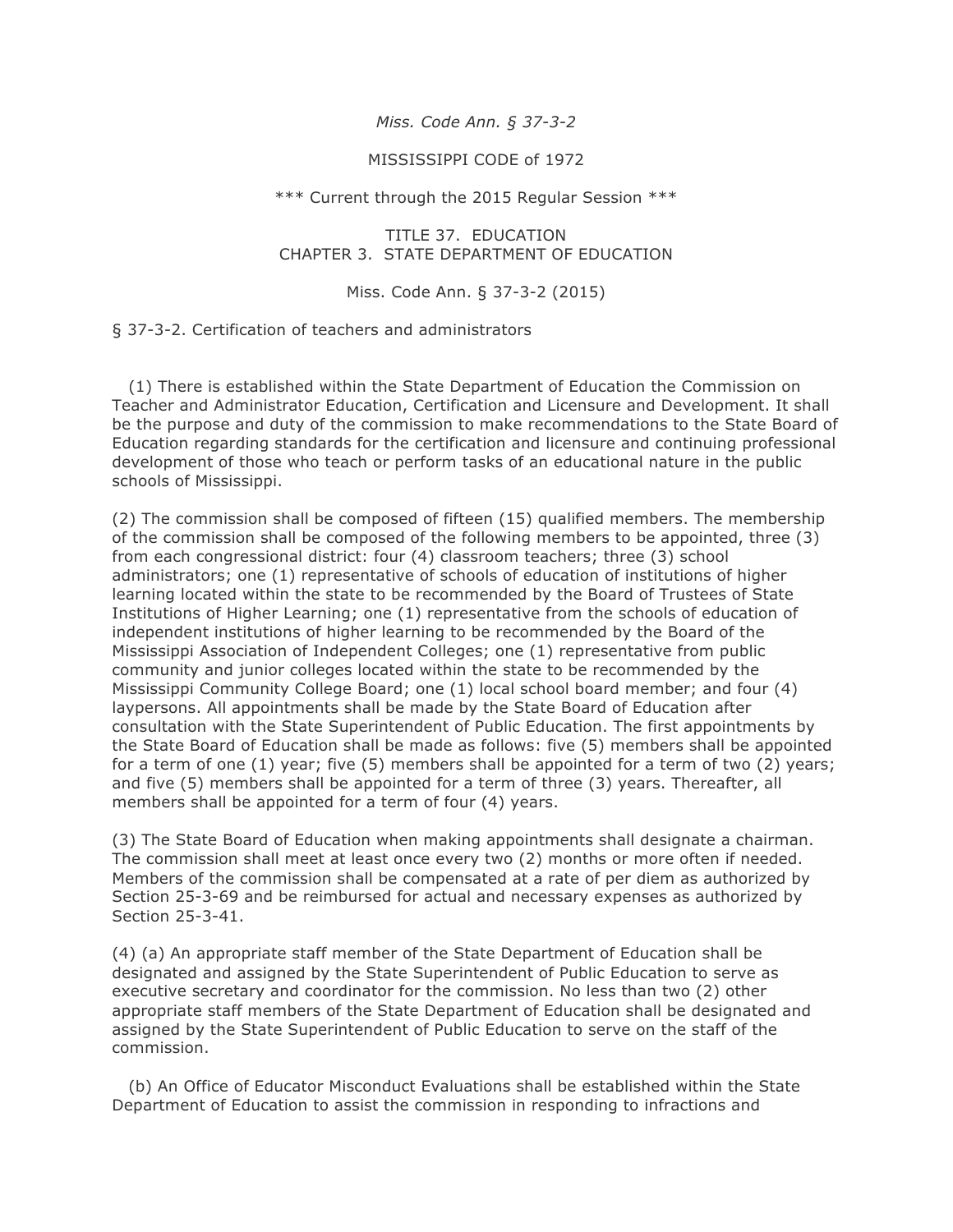*Miss. Code Ann. § 37-3-2*

MISSISSIPPI CODE of 1972

*** Current through the 2015 Regular Session ***

TITLE 37. EDUCATION
CHAPTER 3. STATE DEPARTMENT OF EDUCATION

Miss. Code Ann. § 37-3-2 (2015)

§ 37-3-2. Certification of teachers and administrators

(1) There is established within the State Department of Education the Commission on Teacher and Administrator Education, Certification and Licensure and Development. It shall be the purpose and duty of the commission to make recommendations to the State Board of Education regarding standards for the certification and licensure and continuing professional development of those who teach or perform tasks of an educational nature in the public schools of Mississippi.

(2) The commission shall be composed of fifteen (15) qualified members. The membership of the commission shall be composed of the following members to be appointed, three (3) from each congressional district: four (4) classroom teachers; three (3) school administrators; one (1) representative of schools of education of institutions of higher learning located within the state to be recommended by the Board of Trustees of State Institutions of Higher Learning; one (1) representative from the schools of education of independent institutions of higher learning to be recommended by the Board of the Mississippi Association of Independent Colleges; one (1) representative from public community and junior colleges located within the state to be recommended by the Mississippi Community College Board; one (1) local school board member; and four (4) laypersons. All appointments shall be made by the State Board of Education after consultation with the State Superintendent of Public Education. The first appointments by the State Board of Education shall be made as follows: five (5) members shall be appointed for a term of one (1) year; five (5) members shall be appointed for a term of two (2) years; and five (5) members shall be appointed for a term of three (3) years. Thereafter, all members shall be appointed for a term of four (4) years.

(3) The State Board of Education when making appointments shall designate a chairman. The commission shall meet at least once every two (2) months or more often if needed. Members of the commission shall be compensated at a rate of per diem as authorized by Section 25-3-69 and be reimbursed for actual and necessary expenses as authorized by Section 25-3-41.

(4) (a) An appropriate staff member of the State Department of Education shall be designated and assigned by the State Superintendent of Public Education to serve as executive secretary and coordinator for the commission. No less than two (2) other appropriate staff members of the State Department of Education shall be designated and assigned by the State Superintendent of Public Education to serve on the staff of the commission.

(b) An Office of Educator Misconduct Evaluations shall be established within the State Department of Education to assist the commission in responding to infractions and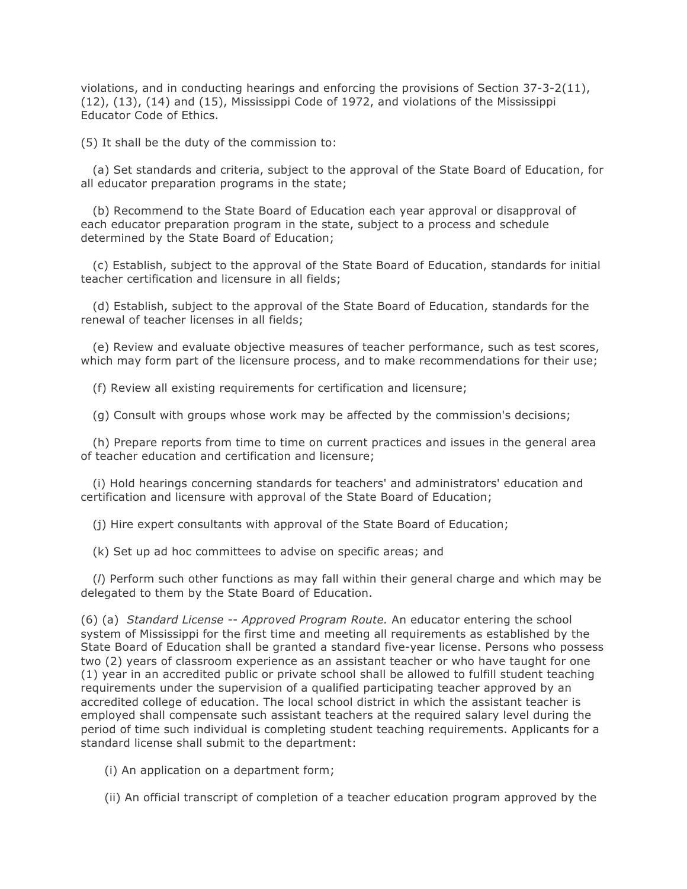violations, and in conducting hearings and enforcing the provisions of Section 37-3-2(11), (12), (13), (14) and (15), Mississippi Code of 1972, and violations of the Mississippi Educator Code of Ethics.

(5) It shall be the duty of the commission to:

(a) Set standards and criteria, subject to the approval of the State Board of Education, for all educator preparation programs in the state;

(b) Recommend to the State Board of Education each year approval or disapproval of each educator preparation program in the state, subject to a process and schedule determined by the State Board of Education;

(c) Establish, subject to the approval of the State Board of Education, standards for initial teacher certification and licensure in all fields;

(d) Establish, subject to the approval of the State Board of Education, standards for the renewal of teacher licenses in all fields;

(e) Review and evaluate objective measures of teacher performance, such as test scores, which may form part of the licensure process, and to make recommendations for their use;

(f) Review all existing requirements for certification and licensure;

(g) Consult with groups whose work may be affected by the commission's decisions;

(h) Prepare reports from time to time on current practices and issues in the general area of teacher education and certification and licensure;

(i) Hold hearings concerning standards for teachers' and administrators' education and certification and licensure with approval of the State Board of Education;

(j) Hire expert consultants with approval of the State Board of Education;

(k) Set up ad hoc committees to advise on specific areas; and

(*l*) Perform such other functions as may fall within their general charge and which may be delegated to them by the State Board of Education.

(6) (a) *Standard License -- Approved Program Route.* An educator entering the school system of Mississippi for the first time and meeting all requirements as established by the State Board of Education shall be granted a standard five-year license. Persons who possess two (2) years of classroom experience as an assistant teacher or who have taught for one (1) year in an accredited public or private school shall be allowed to fulfill student teaching requirements under the supervision of a qualified participating teacher approved by an accredited college of education. The local school district in which the assistant teacher is employed shall compensate such assistant teachers at the required salary level during the period of time such individual is completing student teaching requirements. Applicants for a standard license shall submit to the department:

(i) An application on a department form;

(ii) An official transcript of completion of a teacher education program approved by the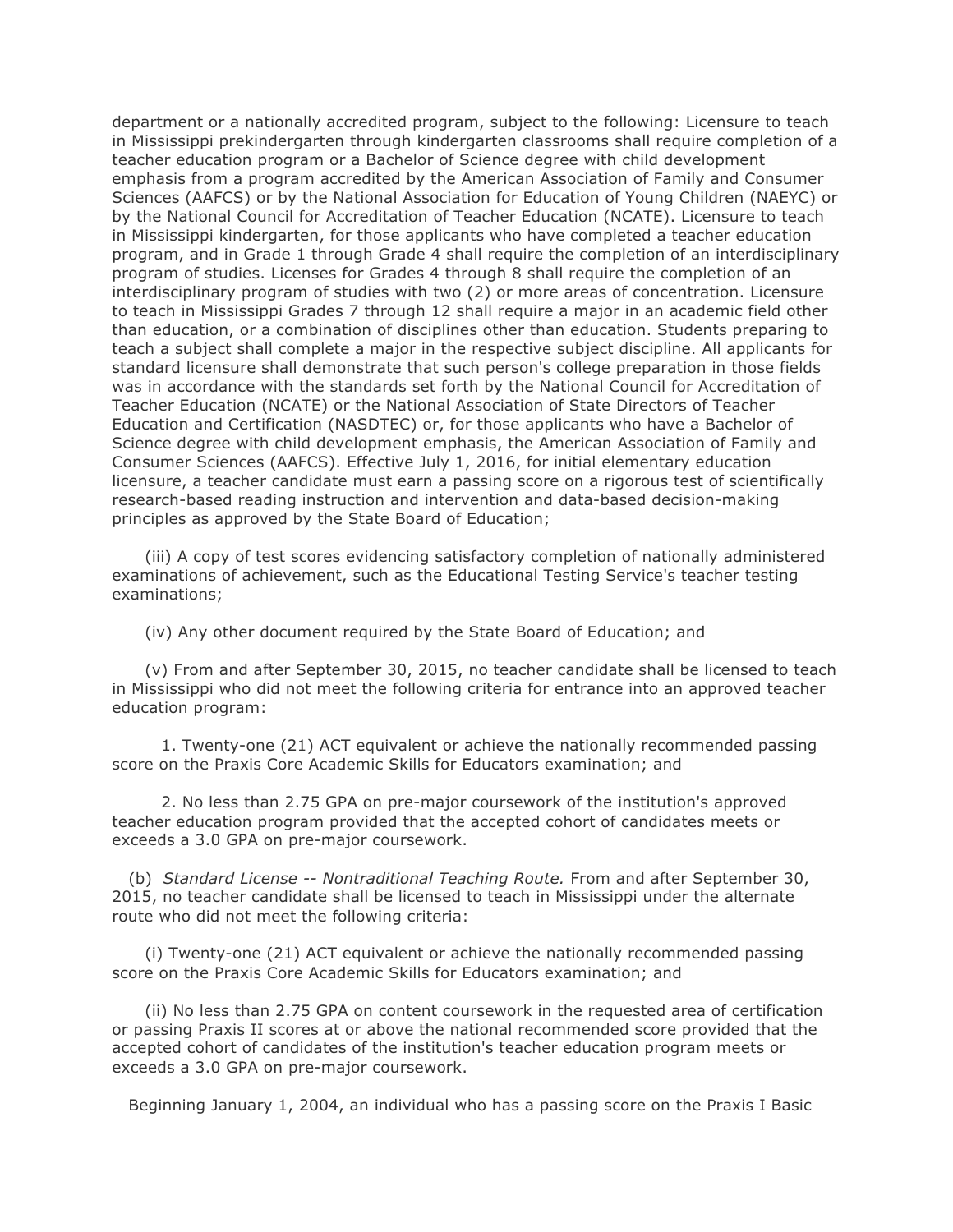department or a nationally accredited program, subject to the following: Licensure to teach in Mississippi prekindergarten through kindergarten classrooms shall require completion of a teacher education program or a Bachelor of Science degree with child development emphasis from a program accredited by the American Association of Family and Consumer Sciences (AAFCS) or by the National Association for Education of Young Children (NAEYC) or by the National Council for Accreditation of Teacher Education (NCATE). Licensure to teach in Mississippi kindergarten, for those applicants who have completed a teacher education program, and in Grade 1 through Grade 4 shall require the completion of an interdisciplinary program of studies. Licenses for Grades 4 through 8 shall require the completion of an interdisciplinary program of studies with two (2) or more areas of concentration. Licensure to teach in Mississippi Grades 7 through 12 shall require a major in an academic field other than education, or a combination of disciplines other than education. Students preparing to teach a subject shall complete a major in the respective subject discipline. All applicants for standard licensure shall demonstrate that such person's college preparation in those fields was in accordance with the standards set forth by the National Council for Accreditation of Teacher Education (NCATE) or the National Association of State Directors of Teacher Education and Certification (NASDTEC) or, for those applicants who have a Bachelor of Science degree with child development emphasis, the American Association of Family and Consumer Sciences (AAFCS). Effective July 1, 2016, for initial elementary education licensure, a teacher candidate must earn a passing score on a rigorous test of scientifically research-based reading instruction and intervention and data-based decision-making principles as approved by the State Board of Education;

(iii) A copy of test scores evidencing satisfactory completion of nationally administered examinations of achievement, such as the Educational Testing Service's teacher testing examinations;

(iv) Any other document required by the State Board of Education; and

(v) From and after September 30, 2015, no teacher candidate shall be licensed to teach in Mississippi who did not meet the following criteria for entrance into an approved teacher education program:

1. Twenty-one (21) ACT equivalent or achieve the nationally recommended passing score on the Praxis Core Academic Skills for Educators examination; and

2. No less than 2.75 GPA on pre-major coursework of the institution's approved teacher education program provided that the accepted cohort of candidates meets or exceeds a 3.0 GPA on pre-major coursework.

(b) *Standard License -- Nontraditional Teaching Route.* From and after September 30, 2015, no teacher candidate shall be licensed to teach in Mississippi under the alternate route who did not meet the following criteria:

(i) Twenty-one (21) ACT equivalent or achieve the nationally recommended passing score on the Praxis Core Academic Skills for Educators examination; and

(ii) No less than 2.75 GPA on content coursework in the requested area of certification or passing Praxis II scores at or above the national recommended score provided that the accepted cohort of candidates of the institution's teacher education program meets or exceeds a 3.0 GPA on pre-major coursework.

Beginning January 1, 2004, an individual who has a passing score on the Praxis I Basic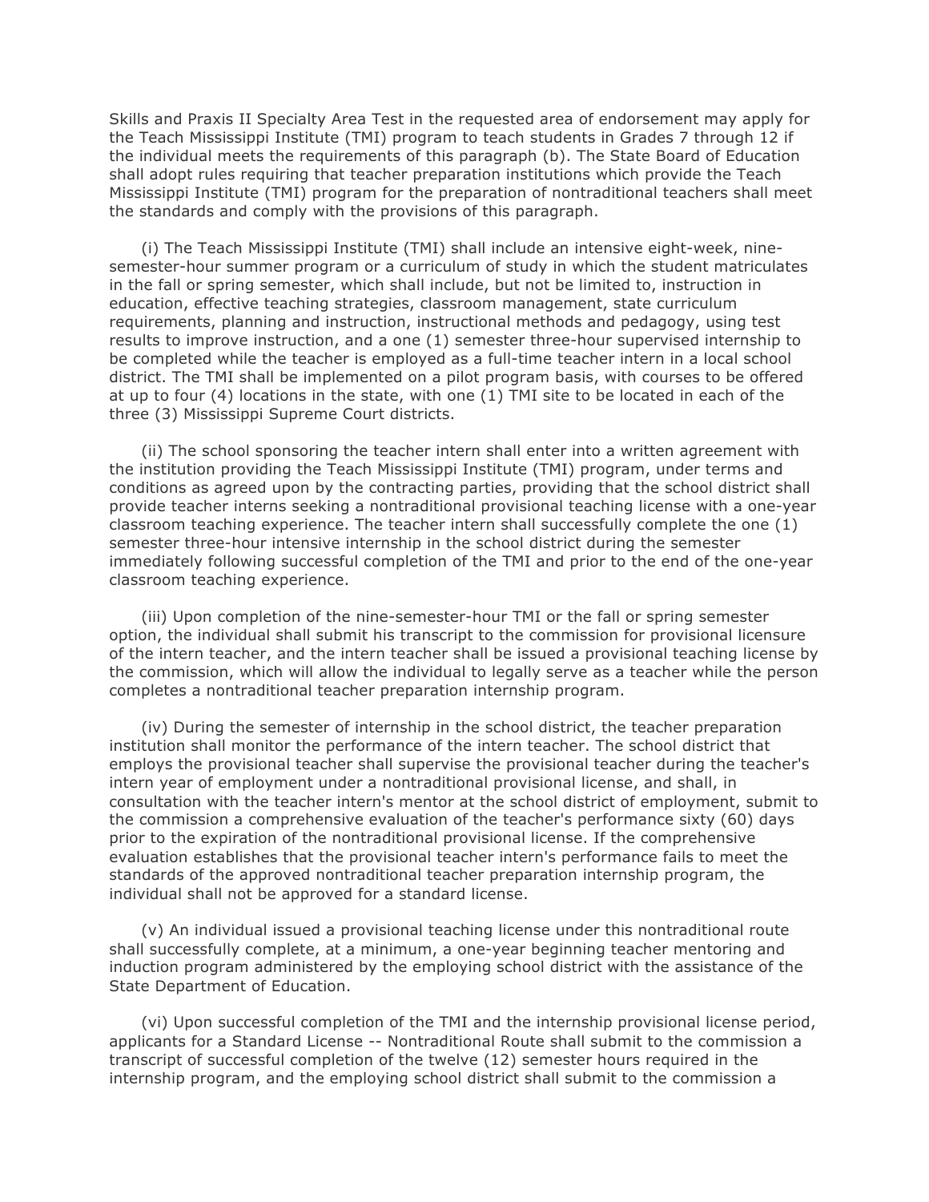Skills and Praxis II Specialty Area Test in the requested area of endorsement may apply for the Teach Mississippi Institute (TMI) program to teach students in Grades 7 through 12 if the individual meets the requirements of this paragraph (b). The State Board of Education shall adopt rules requiring that teacher preparation institutions which provide the Teach Mississippi Institute (TMI) program for the preparation of nontraditional teachers shall meet the standards and comply with the provisions of this paragraph.

(i) The Teach Mississippi Institute (TMI) shall include an intensive eight-week, nine-semester-hour summer program or a curriculum of study in which the student matriculates in the fall or spring semester, which shall include, but not be limited to, instruction in education, effective teaching strategies, classroom management, state curriculum requirements, planning and instruction, instructional methods and pedagogy, using test results to improve instruction, and a one (1) semester three-hour supervised internship to be completed while the teacher is employed as a full-time teacher intern in a local school district. The TMI shall be implemented on a pilot program basis, with courses to be offered at up to four (4) locations in the state, with one (1) TMI site to be located in each of the three (3) Mississippi Supreme Court districts.

(ii) The school sponsoring the teacher intern shall enter into a written agreement with the institution providing the Teach Mississippi Institute (TMI) program, under terms and conditions as agreed upon by the contracting parties, providing that the school district shall provide teacher interns seeking a nontraditional provisional teaching license with a one-year classroom teaching experience. The teacher intern shall successfully complete the one (1) semester three-hour intensive internship in the school district during the semester immediately following successful completion of the TMI and prior to the end of the one-year classroom teaching experience.

(iii) Upon completion of the nine-semester-hour TMI or the fall or spring semester option, the individual shall submit his transcript to the commission for provisional licensure of the intern teacher, and the intern teacher shall be issued a provisional teaching license by the commission, which will allow the individual to legally serve as a teacher while the person completes a nontraditional teacher preparation internship program.

(iv) During the semester of internship in the school district, the teacher preparation institution shall monitor the performance of the intern teacher. The school district that employs the provisional teacher shall supervise the provisional teacher during the teacher's intern year of employment under a nontraditional provisional license, and shall, in consultation with the teacher intern's mentor at the school district of employment, submit to the commission a comprehensive evaluation of the teacher's performance sixty (60) days prior to the expiration of the nontraditional provisional license. If the comprehensive evaluation establishes that the provisional teacher intern's performance fails to meet the standards of the approved nontraditional teacher preparation internship program, the individual shall not be approved for a standard license.

(v) An individual issued a provisional teaching license under this nontraditional route shall successfully complete, at a minimum, a one-year beginning teacher mentoring and induction program administered by the employing school district with the assistance of the State Department of Education.

(vi) Upon successful completion of the TMI and the internship provisional license period, applicants for a Standard License -- Nontraditional Route shall submit to the commission a transcript of successful completion of the twelve (12) semester hours required in the internship program, and the employing school district shall submit to the commission a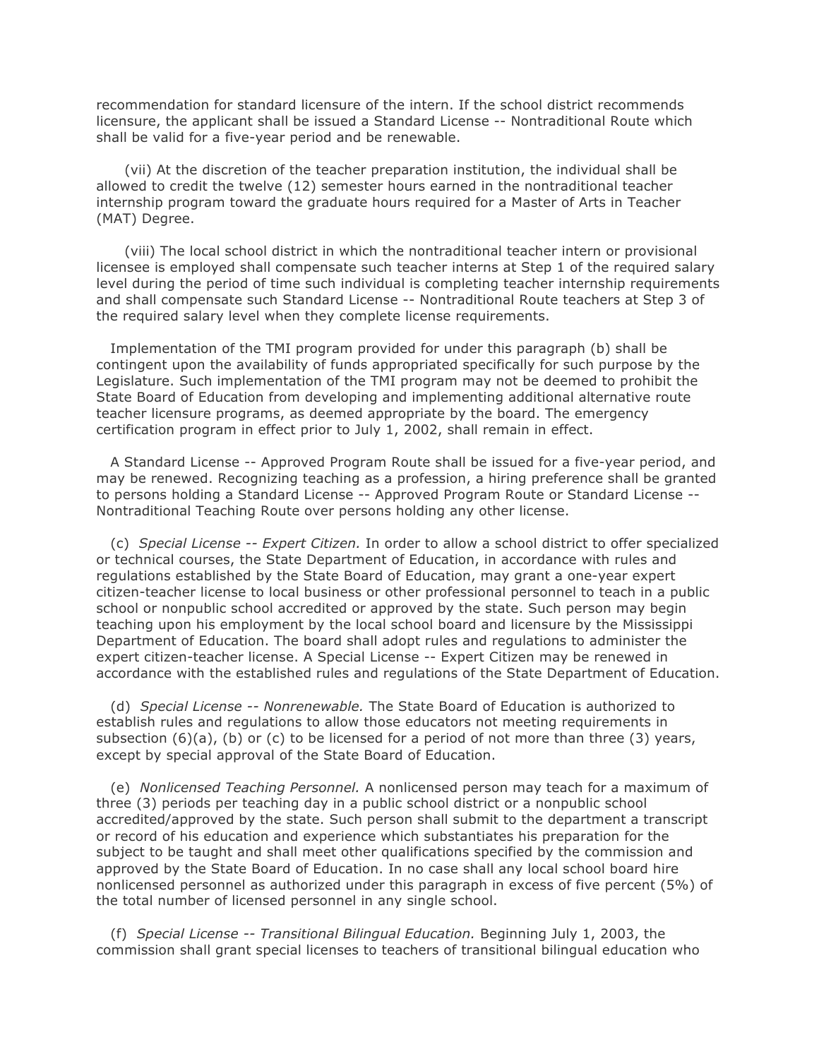recommendation for standard licensure of the intern. If the school district recommends licensure, the applicant shall be issued a Standard License -- Nontraditional Route which shall be valid for a five-year period and be renewable.

(vii) At the discretion of the teacher preparation institution, the individual shall be allowed to credit the twelve (12) semester hours earned in the nontraditional teacher internship program toward the graduate hours required for a Master of Arts in Teacher (MAT) Degree.

(viii) The local school district in which the nontraditional teacher intern or provisional licensee is employed shall compensate such teacher interns at Step 1 of the required salary level during the period of time such individual is completing teacher internship requirements and shall compensate such Standard License -- Nontraditional Route teachers at Step 3 of the required salary level when they complete license requirements.

Implementation of the TMI program provided for under this paragraph (b) shall be contingent upon the availability of funds appropriated specifically for such purpose by the Legislature. Such implementation of the TMI program may not be deemed to prohibit the State Board of Education from developing and implementing additional alternative route teacher licensure programs, as deemed appropriate by the board. The emergency certification program in effect prior to July 1, 2002, shall remain in effect.

A Standard License -- Approved Program Route shall be issued for a five-year period, and may be renewed. Recognizing teaching as a profession, a hiring preference shall be granted to persons holding a Standard License -- Approved Program Route or Standard License -- Nontraditional Teaching Route over persons holding any other license.

(c) *Special License -- Expert Citizen.* In order to allow a school district to offer specialized or technical courses, the State Department of Education, in accordance with rules and regulations established by the State Board of Education, may grant a one-year expert citizen-teacher license to local business or other professional personnel to teach in a public school or nonpublic school accredited or approved by the state. Such person may begin teaching upon his employment by the local school board and licensure by the Mississippi Department of Education. The board shall adopt rules and regulations to administer the expert citizen-teacher license. A Special License -- Expert Citizen may be renewed in accordance with the established rules and regulations of the State Department of Education.

(d) *Special License -- Nonrenewable.* The State Board of Education is authorized to establish rules and regulations to allow those educators not meeting requirements in subsection (6)(a), (b) or (c) to be licensed for a period of not more than three (3) years, except by special approval of the State Board of Education.

(e) *Nonlicensed Teaching Personnel.* A nonlicensed person may teach for a maximum of three (3) periods per teaching day in a public school district or a nonpublic school accredited/approved by the state. Such person shall submit to the department a transcript or record of his education and experience which substantiates his preparation for the subject to be taught and shall meet other qualifications specified by the commission and approved by the State Board of Education. In no case shall any local school board hire nonlicensed personnel as authorized under this paragraph in excess of five percent (5%) of the total number of licensed personnel in any single school.

(f) *Special License -- Transitional Bilingual Education.* Beginning July 1, 2003, the commission shall grant special licenses to teachers of transitional bilingual education who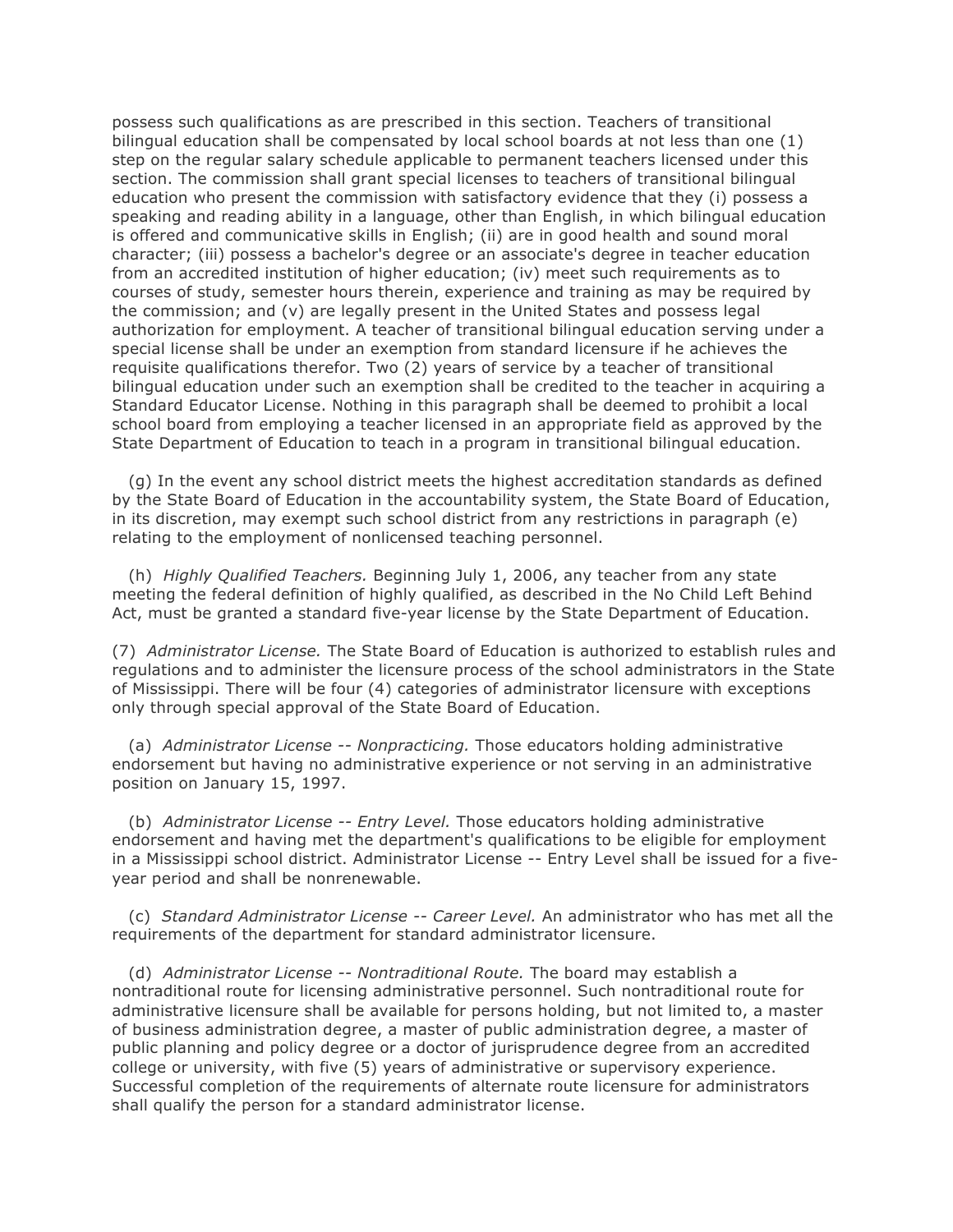possess such qualifications as are prescribed in this section. Teachers of transitional bilingual education shall be compensated by local school boards at not less than one (1) step on the regular salary schedule applicable to permanent teachers licensed under this section. The commission shall grant special licenses to teachers of transitional bilingual education who present the commission with satisfactory evidence that they (i) possess a speaking and reading ability in a language, other than English, in which bilingual education is offered and communicative skills in English; (ii) are in good health and sound moral character; (iii) possess a bachelor's degree or an associate's degree in teacher education from an accredited institution of higher education; (iv) meet such requirements as to courses of study, semester hours therein, experience and training as may be required by the commission; and (v) are legally present in the United States and possess legal authorization for employment. A teacher of transitional bilingual education serving under a special license shall be under an exemption from standard licensure if he achieves the requisite qualifications therefor. Two (2) years of service by a teacher of transitional bilingual education under such an exemption shall be credited to the teacher in acquiring a Standard Educator License. Nothing in this paragraph shall be deemed to prohibit a local school board from employing a teacher licensed in an appropriate field as approved by the State Department of Education to teach in a program in transitional bilingual education.

(g) In the event any school district meets the highest accreditation standards as defined by the State Board of Education in the accountability system, the State Board of Education, in its discretion, may exempt such school district from any restrictions in paragraph (e) relating to the employment of nonlicensed teaching personnel.

(h) *Highly Qualified Teachers.* Beginning July 1, 2006, any teacher from any state meeting the federal definition of highly qualified, as described in the No Child Left Behind Act, must be granted a standard five-year license by the State Department of Education.

(7) *Administrator License.* The State Board of Education is authorized to establish rules and regulations and to administer the licensure process of the school administrators in the State of Mississippi. There will be four (4) categories of administrator licensure with exceptions only through special approval of the State Board of Education.

(a) *Administrator License -- Nonpracticing.* Those educators holding administrative endorsement but having no administrative experience or not serving in an administrative position on January 15, 1997.

(b) *Administrator License -- Entry Level.* Those educators holding administrative endorsement and having met the department's qualifications to be eligible for employment in a Mississippi school district. Administrator License -- Entry Level shall be issued for a five-year period and shall be nonrenewable.

(c) *Standard Administrator License -- Career Level.* An administrator who has met all the requirements of the department for standard administrator licensure.

(d) *Administrator License -- Nontraditional Route.* The board may establish a nontraditional route for licensing administrative personnel. Such nontraditional route for administrative licensure shall be available for persons holding, but not limited to, a master of business administration degree, a master of public administration degree, a master of public planning and policy degree or a doctor of jurisprudence degree from an accredited college or university, with five (5) years of administrative or supervisory experience. Successful completion of the requirements of alternate route licensure for administrators shall qualify the person for a standard administrator license.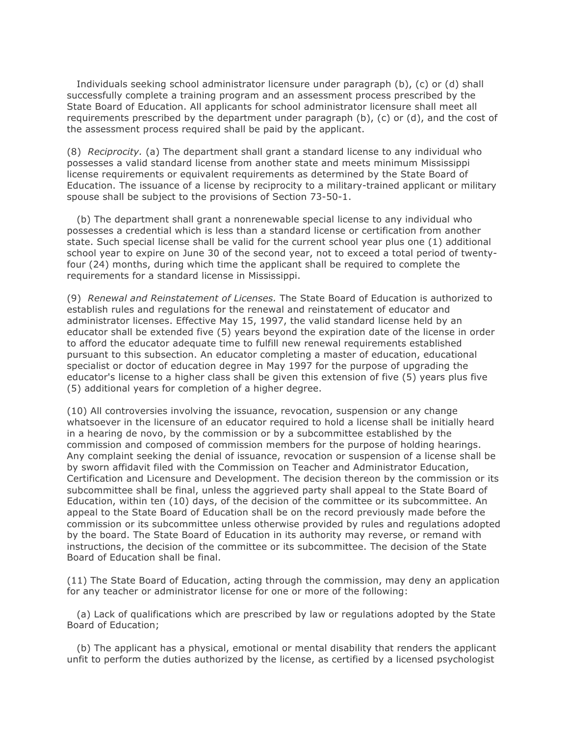Individuals seeking school administrator licensure under paragraph (b), (c) or (d) shall successfully complete a training program and an assessment process prescribed by the State Board of Education. All applicants for school administrator licensure shall meet all requirements prescribed by the department under paragraph (b), (c) or (d), and the cost of the assessment process required shall be paid by the applicant.

(8) *Reciprocity.* (a) The department shall grant a standard license to any individual who possesses a valid standard license from another state and meets minimum Mississippi license requirements or equivalent requirements as determined by the State Board of Education. The issuance of a license by reciprocity to a military-trained applicant or military spouse shall be subject to the provisions of Section 73-50-1.

(b) The department shall grant a nonrenewable special license to any individual who possesses a credential which is less than a standard license or certification from another state. Such special license shall be valid for the current school year plus one (1) additional school year to expire on June 30 of the second year, not to exceed a total period of twenty-four (24) months, during which time the applicant shall be required to complete the requirements for a standard license in Mississippi.

(9) *Renewal and Reinstatement of Licenses.* The State Board of Education is authorized to establish rules and regulations for the renewal and reinstatement of educator and administrator licenses. Effective May 15, 1997, the valid standard license held by an educator shall be extended five (5) years beyond the expiration date of the license in order to afford the educator adequate time to fulfill new renewal requirements established pursuant to this subsection. An educator completing a master of education, educational specialist or doctor of education degree in May 1997 for the purpose of upgrading the educator's license to a higher class shall be given this extension of five (5) years plus five (5) additional years for completion of a higher degree.

(10) All controversies involving the issuance, revocation, suspension or any change whatsoever in the licensure of an educator required to hold a license shall be initially heard in a hearing de novo, by the commission or by a subcommittee established by the commission and composed of commission members for the purpose of holding hearings. Any complaint seeking the denial of issuance, revocation or suspension of a license shall be by sworn affidavit filed with the Commission on Teacher and Administrator Education, Certification and Licensure and Development. The decision thereon by the commission or its subcommittee shall be final, unless the aggrieved party shall appeal to the State Board of Education, within ten (10) days, of the decision of the committee or its subcommittee. An appeal to the State Board of Education shall be on the record previously made before the commission or its subcommittee unless otherwise provided by rules and regulations adopted by the board. The State Board of Education in its authority may reverse, or remand with instructions, the decision of the committee or its subcommittee. The decision of the State Board of Education shall be final.

(11) The State Board of Education, acting through the commission, may deny an application for any teacher or administrator license for one or more of the following:

(a) Lack of qualifications which are prescribed by law or regulations adopted by the State Board of Education;

(b) The applicant has a physical, emotional or mental disability that renders the applicant unfit to perform the duties authorized by the license, as certified by a licensed psychologist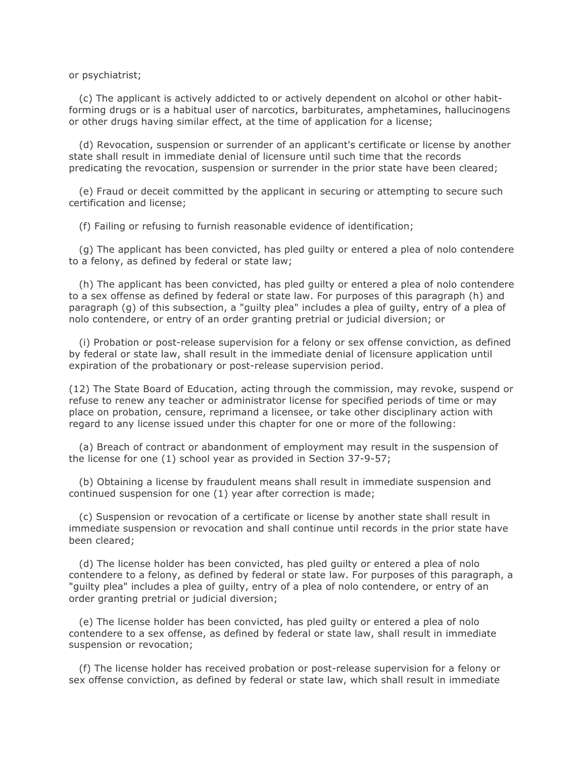or psychiatrist;

(c) The applicant is actively addicted to or actively dependent on alcohol or other habit-forming drugs or is a habitual user of narcotics, barbiturates, amphetamines, hallucinogens or other drugs having similar effect, at the time of application for a license;

(d) Revocation, suspension or surrender of an applicant's certificate or license by another state shall result in immediate denial of licensure until such time that the records predicating the revocation, suspension or surrender in the prior state have been cleared;

(e) Fraud or deceit committed by the applicant in securing or attempting to secure such certification and license;

(f) Failing or refusing to furnish reasonable evidence of identification;

(g) The applicant has been convicted, has pled guilty or entered a plea of nolo contendere to a felony, as defined by federal or state law;

(h) The applicant has been convicted, has pled guilty or entered a plea of nolo contendere to a sex offense as defined by federal or state law. For purposes of this paragraph (h) and paragraph (g) of this subsection, a "guilty plea" includes a plea of guilty, entry of a plea of nolo contendere, or entry of an order granting pretrial or judicial diversion; or

(i) Probation or post-release supervision for a felony or sex offense conviction, as defined by federal or state law, shall result in the immediate denial of licensure application until expiration of the probationary or post-release supervision period.

(12) The State Board of Education, acting through the commission, may revoke, suspend or refuse to renew any teacher or administrator license for specified periods of time or may place on probation, censure, reprimand a licensee, or take other disciplinary action with regard to any license issued under this chapter for one or more of the following:

(a) Breach of contract or abandonment of employment may result in the suspension of the license for one (1) school year as provided in Section 37-9-57;

(b) Obtaining a license by fraudulent means shall result in immediate suspension and continued suspension for one (1) year after correction is made;

(c) Suspension or revocation of a certificate or license by another state shall result in immediate suspension or revocation and shall continue until records in the prior state have been cleared;

(d) The license holder has been convicted, has pled guilty or entered a plea of nolo contendere to a felony, as defined by federal or state law. For purposes of this paragraph, a "guilty plea" includes a plea of guilty, entry of a plea of nolo contendere, or entry of an order granting pretrial or judicial diversion;

(e) The license holder has been convicted, has pled guilty or entered a plea of nolo contendere to a sex offense, as defined by federal or state law, shall result in immediate suspension or revocation;

(f) The license holder has received probation or post-release supervision for a felony or sex offense conviction, as defined by federal or state law, which shall result in immediate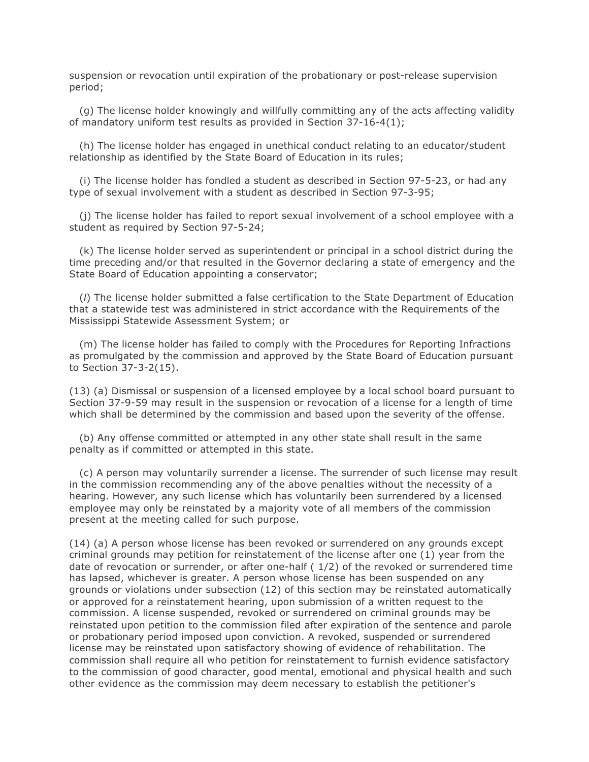suspension or revocation until expiration of the probationary or post-release supervision period;

(g) The license holder knowingly and willfully committing any of the acts affecting validity of mandatory uniform test results as provided in Section 37-16-4(1);

(h) The license holder has engaged in unethical conduct relating to an educator/student relationship as identified by the State Board of Education in its rules;

(i) The license holder has fondled a student as described in Section 97-5-23, or had any type of sexual involvement with a student as described in Section 97-3-95;

(j) The license holder has failed to report sexual involvement of a school employee with a student as required by Section 97-5-24;

(k) The license holder served as superintendent or principal in a school district during the time preceding and/or that resulted in the Governor declaring a state of emergency and the State Board of Education appointing a conservator;

(*l*) The license holder submitted a false certification to the State Department of Education that a statewide test was administered in strict accordance with the Requirements of the Mississippi Statewide Assessment System; or

(m) The license holder has failed to comply with the Procedures for Reporting Infractions as promulgated by the commission and approved by the State Board of Education pursuant to Section 37-3-2(15).

(13) (a) Dismissal or suspension of a licensed employee by a local school board pursuant to Section 37-9-59 may result in the suspension or revocation of a license for a length of time which shall be determined by the commission and based upon the severity of the offense.

(b) Any offense committed or attempted in any other state shall result in the same penalty as if committed or attempted in this state.

(c) A person may voluntarily surrender a license. The surrender of such license may result in the commission recommending any of the above penalties without the necessity of a hearing. However, any such license which has voluntarily been surrendered by a licensed employee may only be reinstated by a majority vote of all members of the commission present at the meeting called for such purpose.

(14) (a) A person whose license has been revoked or surrendered on any grounds except criminal grounds may petition for reinstatement of the license after one (1) year from the date of revocation or surrender, or after one-half ( 1/2) of the revoked or surrendered time has lapsed, whichever is greater. A person whose license has been suspended on any grounds or violations under subsection (12) of this section may be reinstated automatically or approved for a reinstatement hearing, upon submission of a written request to the commission. A license suspended, revoked or surrendered on criminal grounds may be reinstated upon petition to the commission filed after expiration of the sentence and parole or probationary period imposed upon conviction. A revoked, suspended or surrendered license may be reinstated upon satisfactory showing of evidence of rehabilitation. The commission shall require all who petition for reinstatement to furnish evidence satisfactory to the commission of good character, good mental, emotional and physical health and such other evidence as the commission may deem necessary to establish the petitioner's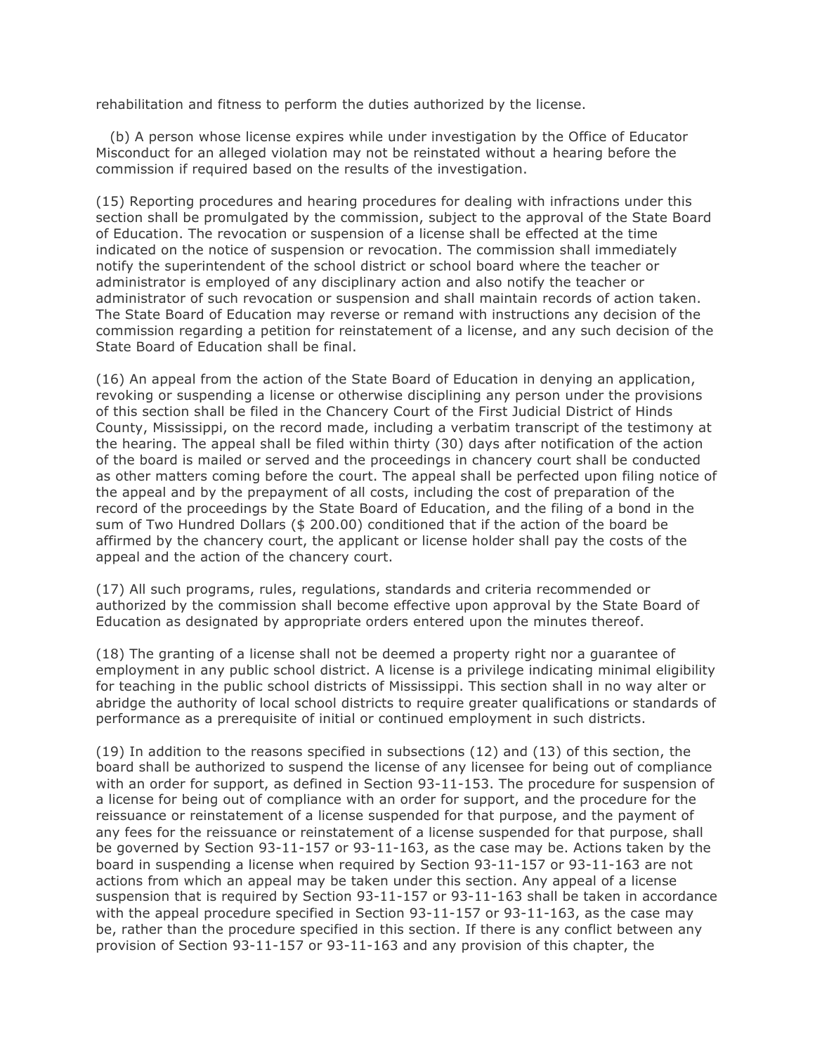rehabilitation and fitness to perform the duties authorized by the license.

(b) A person whose license expires while under investigation by the Office of Educator Misconduct for an alleged violation may not be reinstated without a hearing before the commission if required based on the results of the investigation.

(15) Reporting procedures and hearing procedures for dealing with infractions under this section shall be promulgated by the commission, subject to the approval of the State Board of Education. The revocation or suspension of a license shall be effected at the time indicated on the notice of suspension or revocation. The commission shall immediately notify the superintendent of the school district or school board where the teacher or administrator is employed of any disciplinary action and also notify the teacher or administrator of such revocation or suspension and shall maintain records of action taken. The State Board of Education may reverse or remand with instructions any decision of the commission regarding a petition for reinstatement of a license, and any such decision of the State Board of Education shall be final.

(16) An appeal from the action of the State Board of Education in denying an application, revoking or suspending a license or otherwise disciplining any person under the provisions of this section shall be filed in the Chancery Court of the First Judicial District of Hinds County, Mississippi, on the record made, including a verbatim transcript of the testimony at the hearing. The appeal shall be filed within thirty (30) days after notification of the action of the board is mailed or served and the proceedings in chancery court shall be conducted as other matters coming before the court. The appeal shall be perfected upon filing notice of the appeal and by the prepayment of all costs, including the cost of preparation of the record of the proceedings by the State Board of Education, and the filing of a bond in the sum of Two Hundred Dollars ($ 200.00) conditioned that if the action of the board be affirmed by the chancery court, the applicant or license holder shall pay the costs of the appeal and the action of the chancery court.

(17) All such programs, rules, regulations, standards and criteria recommended or authorized by the commission shall become effective upon approval by the State Board of Education as designated by appropriate orders entered upon the minutes thereof.

(18) The granting of a license shall not be deemed a property right nor a guarantee of employment in any public school district. A license is a privilege indicating minimal eligibility for teaching in the public school districts of Mississippi. This section shall in no way alter or abridge the authority of local school districts to require greater qualifications or standards of performance as a prerequisite of initial or continued employment in such districts.

(19) In addition to the reasons specified in subsections (12) and (13) of this section, the board shall be authorized to suspend the license of any licensee for being out of compliance with an order for support, as defined in Section 93-11-153. The procedure for suspension of a license for being out of compliance with an order for support, and the procedure for the reissuance or reinstatement of a license suspended for that purpose, and the payment of any fees for the reissuance or reinstatement of a license suspended for that purpose, shall be governed by Section 93-11-157 or 93-11-163, as the case may be. Actions taken by the board in suspending a license when required by Section 93-11-157 or 93-11-163 are not actions from which an appeal may be taken under this section. Any appeal of a license suspension that is required by Section 93-11-157 or 93-11-163 shall be taken in accordance with the appeal procedure specified in Section 93-11-157 or 93-11-163, as the case may be, rather than the procedure specified in this section. If there is any conflict between any provision of Section 93-11-157 or 93-11-163 and any provision of this chapter, the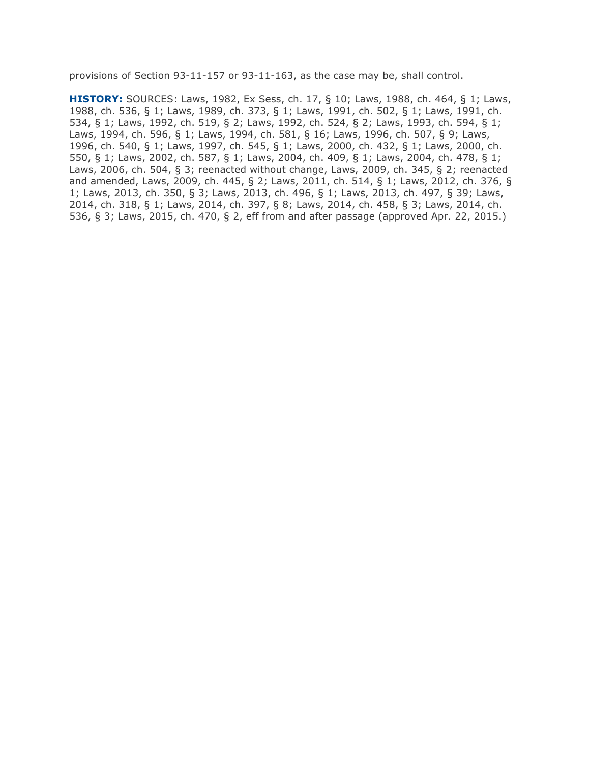provisions of Section 93-11-157 or 93-11-163, as the case may be, shall control.

**HISTORY:** SOURCES: Laws, 1982, Ex Sess, ch. 17, § 10; Laws, 1988, ch. 464, § 1; Laws, 1988, ch. 536, § 1; Laws, 1989, ch. 373, § 1; Laws, 1991, ch. 502, § 1; Laws, 1991, ch. 534, § 1; Laws, 1992, ch. 519, § 2; Laws, 1992, ch. 524, § 2; Laws, 1993, ch. 594, § 1; Laws, 1994, ch. 596, § 1; Laws, 1994, ch. 581, § 16; Laws, 1996, ch. 507, § 9; Laws, 1996, ch. 540, § 1; Laws, 1997, ch. 545, § 1; Laws, 2000, ch. 432, § 1; Laws, 2000, ch. 550, § 1; Laws, 2002, ch. 587, § 1; Laws, 2004, ch. 409, § 1; Laws, 2004, ch. 478, § 1; Laws, 2006, ch. 504, § 3; reenacted without change, Laws, 2009, ch. 345, § 2; reenacted and amended, Laws, 2009, ch. 445, § 2; Laws, 2011, ch. 514, § 1; Laws, 2012, ch. 376, § 1; Laws, 2013, ch. 350, § 3; Laws, 2013, ch. 496, § 1; Laws, 2013, ch. 497, § 39; Laws, 2014, ch. 318, § 1; Laws, 2014, ch. 397, § 8; Laws, 2014, ch. 458, § 3; Laws, 2014, ch. 536, § 3; Laws, 2015, ch. 470, § 2, eff from and after passage (approved Apr. 22, 2015.)